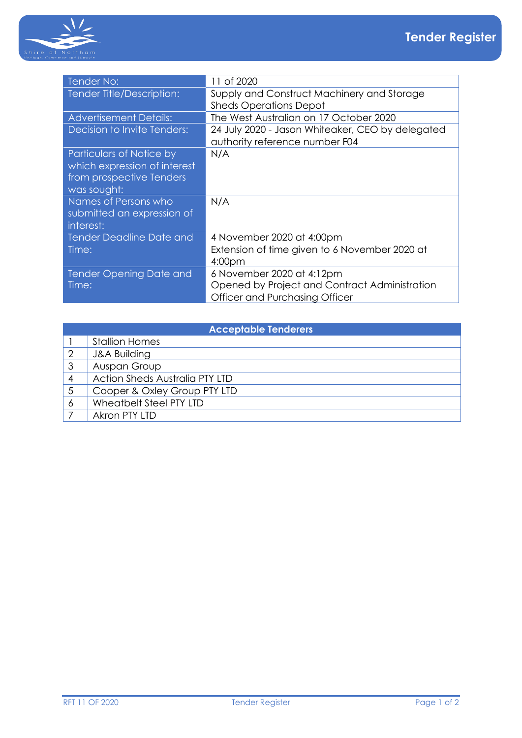# Tender Register

| Tender No: | 11 of 2020 |
|---|---|
| Tender Title/Description: | Supply and Construct Machinery and Storage Sheds Operations Depot |
| Advertisement Details: | The West Australian on 17 October 2020 |
| Decision to Invite Tenders: | 24 July 2020 - Jason Whiteaker, CEO by delegated authority reference number F04 |
| Particulars of Notice by which expression of interest from prospective Tenders was sought: | N/A |
| Names of Persons who submitted an expression of interest: | N/A |
| Tender Deadline Date and Time: | 4 November 2020 at 4:00pm<br>Extension of time given to 6 November 2020 at 4:00pm |
| Tender Opening Date and Time: | 6 November 2020 at 4:12pm<br>Opened by Project and Contract Administration Officer and Purchasing Officer |

| Acceptable Tenderers | |
|---|---|
| 1 | Stallion Homes |
| 2 | J&A Building |
| 3 | Auspan Group |
| 4 | Action Sheds Australia PTY LTD |
| 5 | Cooper & Oxley Group PTY LTD |
| 6 | Wheatbelt Steel PTY LTD |
| 7 | Akron PTY LTD |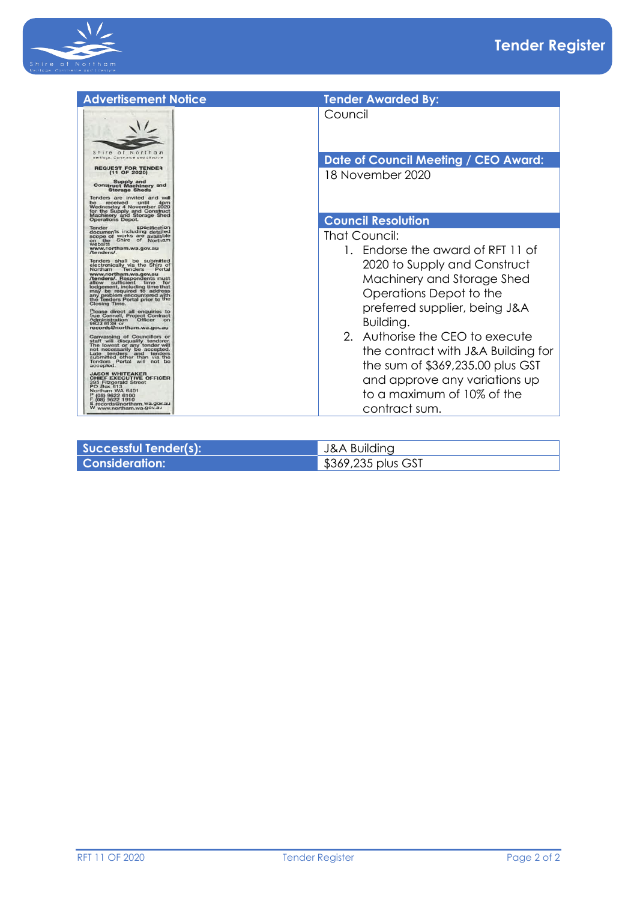# Tender Register

| Advertisement Notice | Tender Awarded By: |
| --- | --- |
| Shire of Northam<br>Heritage, Commerce and Lifestyle<br><br>**REQUEST FOR TENDER (11 OF 2020)**<br><br>**Supply and Construct Machinery and Storage Sheds**<br><br>Tenders are invited and will be received until 4pm Wednesday 4 November 2020 for the Supply and Construct Machinery and Storage Shed Operations Depot.<br><br>Tender specification documents including detailed scope of works are available on the Shire of Northam website **www.northam.wa.gov.au/tenders/**.<br><br>Tenders shall be submitted electronically via the Shire of Northam Tenders Portal **www.northam.wa.gov.au/tenders/**. Respondents must allow sufficient time for lodgement, including time that may be required to address any problem encountered with the Tenders Portal prior to the Closing Time.<br><br>Please direct all enquiries to Sue Connell, Project Contract Administration Officer on 9622 6138 or **records@northam.wa.gov.au**<br><br>Canvassing of Councillors or staff will disqualify tenderer. The lowest or any tender will not necessarily be accepted. Late tenders and tenders submitted other than via the Tenders Portal will not be accepted.<br><br>**JASON WHITEAKER**<br>**CHIEF EXECUTIVE OFFICER**<br>395 Fitzgerald Street<br>PO Box 613<br>Northam WA 6401<br>P (08) 9622 6100<br>F (08) 9622 1910<br>E records@northam.wa.gov.au<br>W www.northam.wa.gov.au | Council<br><br>**Date of Council Meeting / CEO Award:**<br><br>18 November 2020<br><br>**Council Resolution**<br><br>That Council:<br><br>1. Endorse the award of RFT 11 of 2020 to Supply and Construct Machinery and Storage Shed Operations Depot to the preferred supplier, being J&A Building.<br>2. Authorise the CEO to execute the contract with J&A Building for the sum of $369,235.00 plus GST and approve any variations up to a maximum of 10% of the contract sum. |

| | |
| --- | --- |
| **Successful Tender(s):** | J&A Building |
| **Consideration:** | $369,235 plus GST |